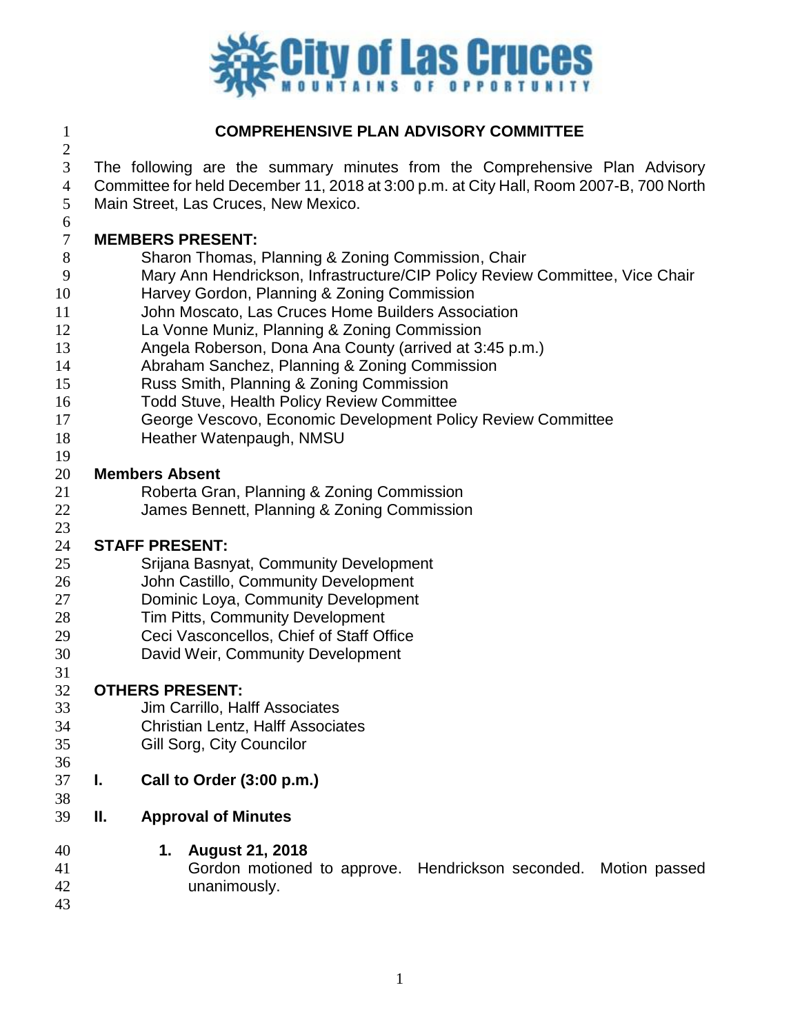# COMPREHENSIVE PLAN ADVISORY COMMITTEE

The following are the summary minutes from the Comprehensive Plan Advisory Committee for held December 11, 2018 at 3:00 p.m. at City Hall, Room 2007-B, 700 North Main Street, Las Cruces, New Mexico.

**MEMBERS PRESENT:**

- Sharon Thomas, Planning & Zoning Commission, Chair
- Mary Ann Hendrickson, Infrastructure/CIP Policy Review Committee, Vice Chair
- Harvey Gordon, Planning & Zoning Commission
- John Moscato, Las Cruces Home Builders Association
- La Vonne Muniz, Planning & Zoning Commission
- Angela Roberson, Dona Ana County (arrived at 3:45 p.m.)
- Abraham Sanchez, Planning & Zoning Commission
- Russ Smith, Planning & Zoning Commission
- Todd Stuve, Health Policy Review Committee
- George Vescovo, Economic Development Policy Review Committee
- Heather Watenpaugh, NMSU

**Members Absent**

- Roberta Gran, Planning & Zoning Commission
- James Bennett, Planning & Zoning Commission

**STAFF PRESENT:**

- Srijana Basnyat, Community Development
- John Castillo, Community Development
- Dominic Loya, Community Development
- Tim Pitts, Community Development
- Ceci Vasconcellos, Chief of Staff Office
- David Weir, Community Development

**OTHERS PRESENT:**

- Jim Carrillo, Halff Associates
- Christian Lentz, Halff Associates
- Gill Sorg, City Councilor

## I. Call to Order (3:00 p.m.)

## II. Approval of Minutes

**1. August 21, 2018**

Gordon motioned to approve. Hendrickson seconded. Motion passed unanimously.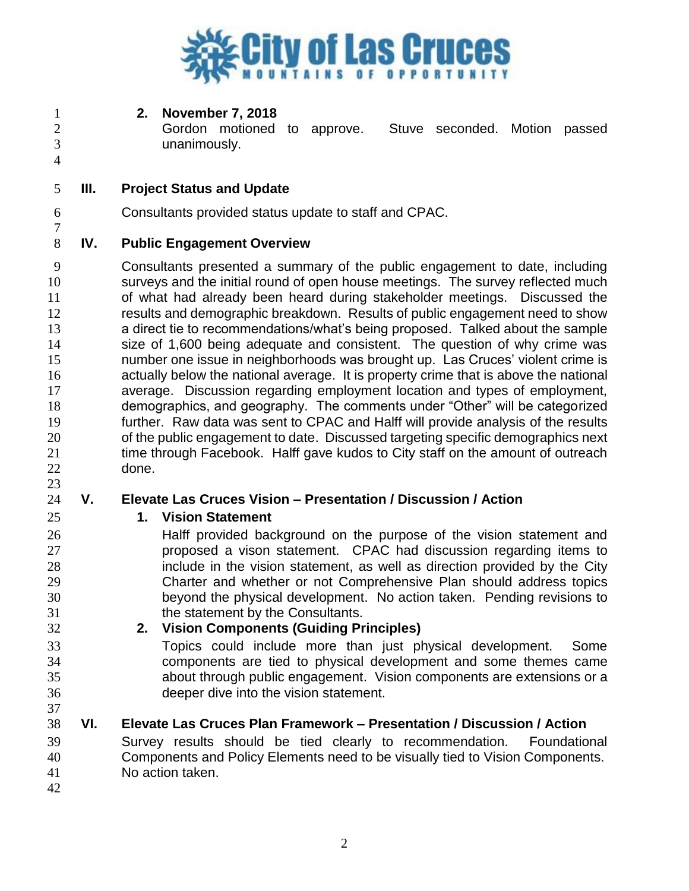**2. November 7, 2018**

Gordon motioned to approve. Stuve seconded. Motion passed unanimously.

## III. Project Status and Update

Consultants provided status update to staff and CPAC.

## IV. Public Engagement Overview

Consultants presented a summary of the public engagement to date, including surveys and the initial round of open house meetings. The survey reflected much of what had already been heard during stakeholder meetings. Discussed the results and demographic breakdown. Results of public engagement need to show a direct tie to recommendations/what's being proposed. Talked about the sample size of 1,600 being adequate and consistent. The question of why crime was number one issue in neighborhoods was brought up. Las Cruces' violent crime is actually below the national average. It is property crime that is above the national average. Discussion regarding employment location and types of employment, demographics, and geography. The comments under "Other" will be categorized further. Raw data was sent to CPAC and Halff will provide analysis of the results of the public engagement to date. Discussed targeting specific demographics next time through Facebook. Halff gave kudos to City staff on the amount of outreach done.

## V. Elevate Las Cruces Vision – Presentation / Discussion / Action

**1. Vision Statement**

Halff provided background on the purpose of the vision statement and proposed a vison statement. CPAC had discussion regarding items to include in the vision statement, as well as direction provided by the City Charter and whether or not Comprehensive Plan should address topics beyond the physical development. No action taken. Pending revisions to the statement by the Consultants.

**2. Vision Components (Guiding Principles)**

Topics could include more than just physical development. Some components are tied to physical development and some themes came about through public engagement. Vision components are extensions or a deeper dive into the vision statement.

## VI. Elevate Las Cruces Plan Framework – Presentation / Discussion / Action

Survey results should be tied clearly to recommendation. Foundational Components and Policy Elements need to be visually tied to Vision Components. No action taken.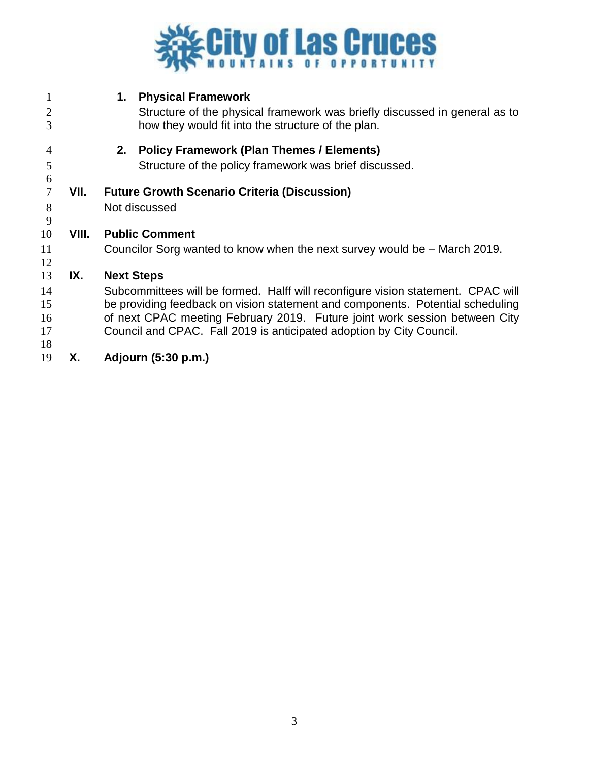**1. Physical Framework**

Structure of the physical framework was briefly discussed in general as to how they would fit into the structure of the plan.

**2. Policy Framework (Plan Themes / Elements)**

Structure of the policy framework was brief discussed.

## VII. Future Growth Scenario Criteria (Discussion)

Not discussed

## VIII. Public Comment

Councilor Sorg wanted to know when the next survey would be – March 2019.

## IX. Next Steps

Subcommittees will be formed. Halff will reconfigure vision statement. CPAC will be providing feedback on vision statement and components. Potential scheduling of next CPAC meeting February 2019. Future joint work session between City Council and CPAC. Fall 2019 is anticipated adoption by City Council.

## X. Adjourn (5:30 p.m.)